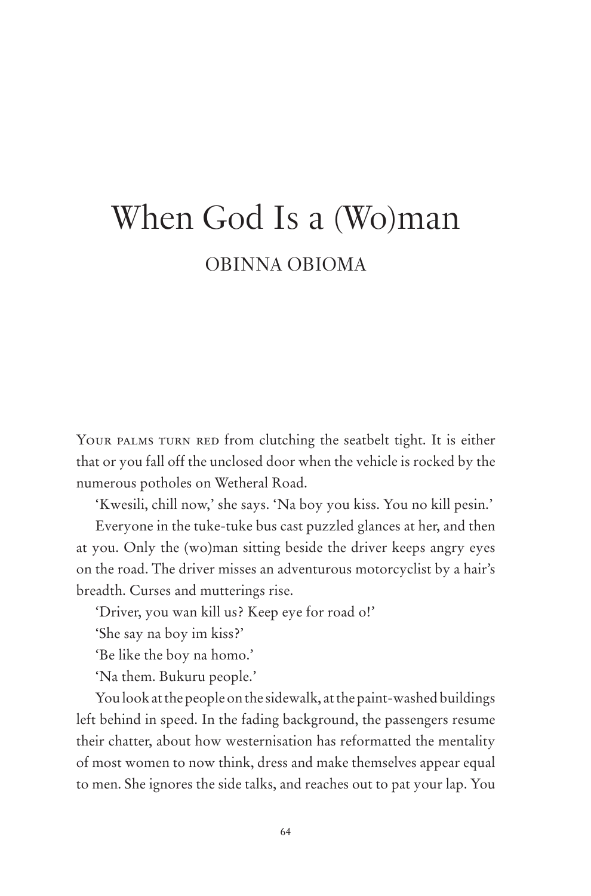# When God Is a (Wo)man

## OBINNA OBIOMA

YOUR PALMS TURN RED from clutching the seatbelt tight. It is either that or you fall off the unclosed door when the vehicle is rocked by the numerous potholes on Wetheral Road.

'Kwesili, chill now,' she says. 'Na boy you kiss. You no kill pesin.'

Everyone in the tuke-tuke bus cast puzzled glances at her, and then at you. Only the (wo)man sitting beside the driver keeps angry eyes on the road. The driver misses an adventurous motorcyclist by a hair's breadth. Curses and mutterings rise.

'Driver, you wan kill us? Keep eye for road o!'

'She say na boy im kiss?'

'Be like the boy na homo.'

'Na them. Bukuru people.'

You look at the people on the sidewalk, at the paint-washed buildings left behind in speed. In the fading background, the passengers resume their chatter, about how westernisation has reformatted the mentality of most women to now think, dress and make themselves appear equal to men. She ignores the side talks, and reaches out to pat your lap. You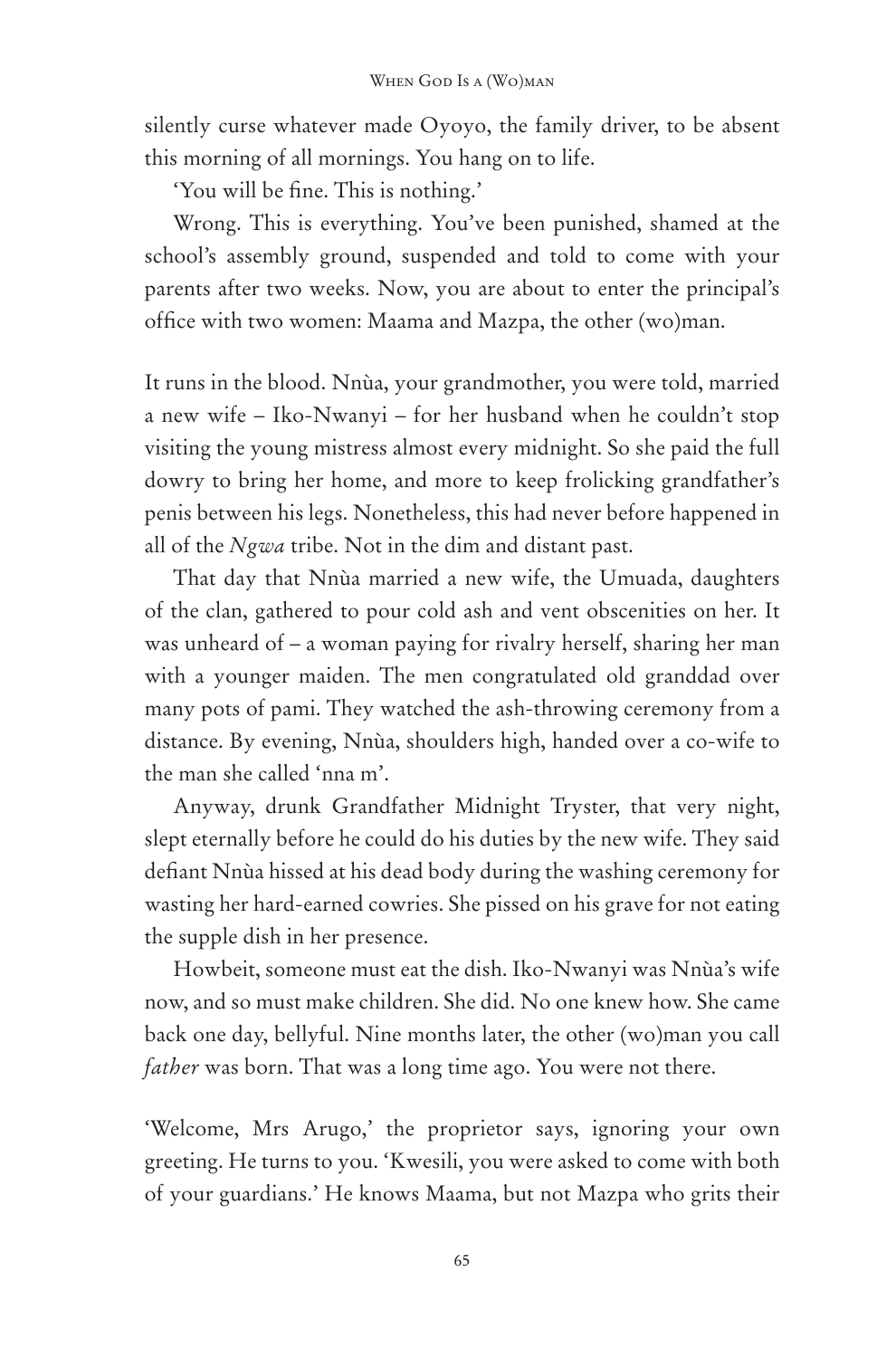silently curse whatever made Oyoyo, the family driver, to be absent this morning of all mornings. You hang on to life.

'You will be fine. This is nothing.'

Wrong. This is everything. You've been punished, shamed at the school's assembly ground, suspended and told to come with your parents after two weeks. Now, you are about to enter the principal's office with two women: Maama and Mazpa, the other (wo)man.

It runs in the blood. Nnùa, your grandmother, you were told, married a new wife – Iko-Nwanyi – for her husband when he couldn't stop visiting the young mistress almost every midnight. So she paid the full dowry to bring her home, and more to keep frolicking grandfather's penis between his legs. Nonetheless, this had never before happened in all of the *Ngwa* tribe. Not in the dim and distant past.

That day that Nnùa married a new wife, the Umuada, daughters of the clan, gathered to pour cold ash and vent obscenities on her. It was unheard of – a woman paying for rivalry herself, sharing her man with a younger maiden. The men congratulated old granddad over many pots of pami. They watched the ash-throwing ceremony from a distance. By evening, Nnùa, shoulders high, handed over a co-wife to the man she called 'nna m'.

Anyway, drunk Grandfather Midnight Tryster, that very night, slept eternally before he could do his duties by the new wife. They said defiant Nnùa hissed at his dead body during the washing ceremony for wasting her hard-earned cowries. She pissed on his grave for not eating the supple dish in her presence.

Howbeit, someone must eat the dish. Iko-Nwanyi was Nnùa's wife now, and so must make children. She did. No one knew how. She came back one day, bellyful. Nine months later, the other (wo)man you call *father* was born. That was a long time ago. You were not there.

'Welcome, Mrs Arugo,' the proprietor says, ignoring your own greeting. He turns to you. 'Kwesili, you were asked to come with both of your guardians.' He knows Maama, but not Mazpa who grits their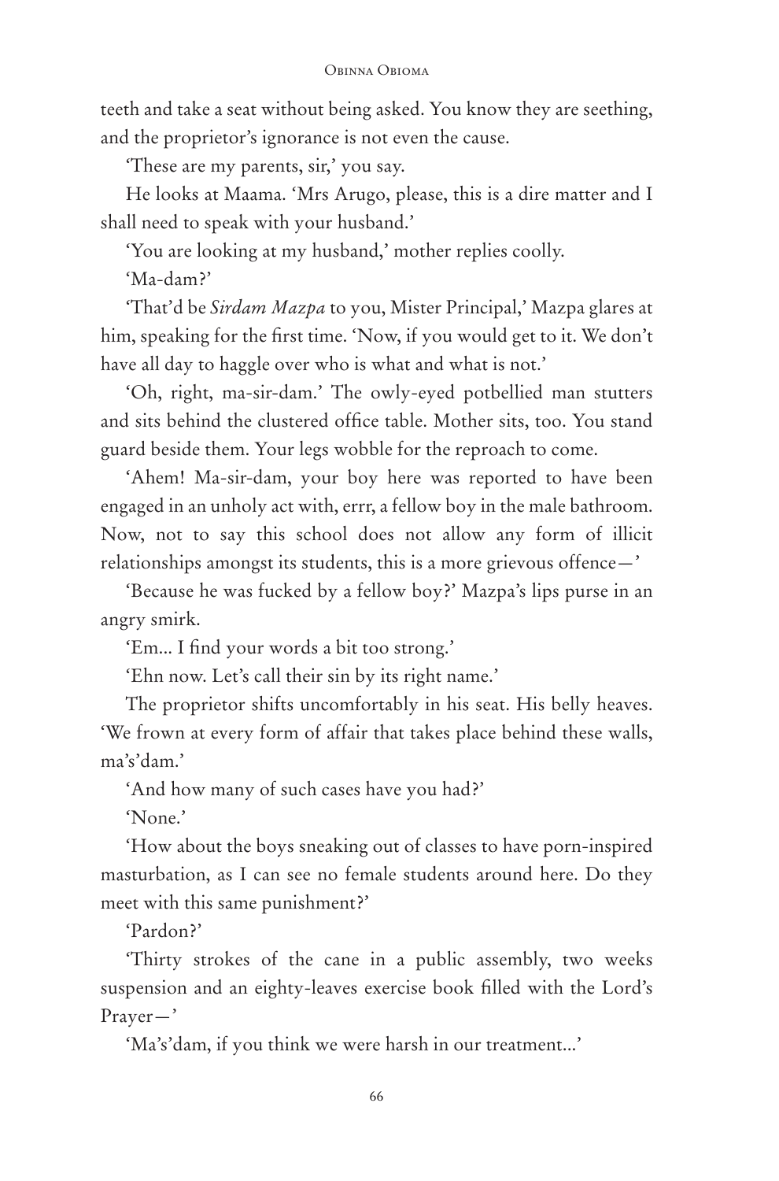teeth and take a seat without being asked. You know they are seething, and the proprietor's ignorance is not even the cause.

'These are my parents, sir,' you say.

He looks at Maama. 'Mrs Arugo, please, this is a dire matter and I shall need to speak with your husband.'

'You are looking at my husband,' mother replies coolly.

'Ma-dam?'

'That'd be *Sirdam Mazpa* to you, Mister Principal,' Mazpa glares at him, speaking for the first time. 'Now, if you would get to it. We don't have all day to haggle over who is what and what is not.'

'Oh, right, ma-sir-dam.' The owly-eyed potbellied man stutters and sits behind the clustered office table. Mother sits, too. You stand guard beside them. Your legs wobble for the reproach to come.

'Ahem! Ma-sir-dam, your boy here was reported to have been engaged in an unholy act with, errr, a fellow boy in the male bathroom. Now, not to say this school does not allow any form of illicit relationships amongst its students, this is a more grievous offence—'

'Because he was fucked by a fellow boy?' Mazpa's lips purse in an angry smirk.

'Em... I find your words a bit too strong.'

'Ehn now. Let's call their sin by its right name.'

The proprietor shifts uncomfortably in his seat. His belly heaves. 'We frown at every form of affair that takes place behind these walls, ma's'dam.'

'And how many of such cases have you had?'

'None.'

'How about the boys sneaking out of classes to have porn-inspired masturbation, as I can see no female students around here. Do they meet with this same punishment?'

'Pardon?'

'Thirty strokes of the cane in a public assembly, two weeks suspension and an eighty-leaves exercise book filled with the Lord's Prayer—'

'Ma's'dam, if you think we were harsh in our treatment...'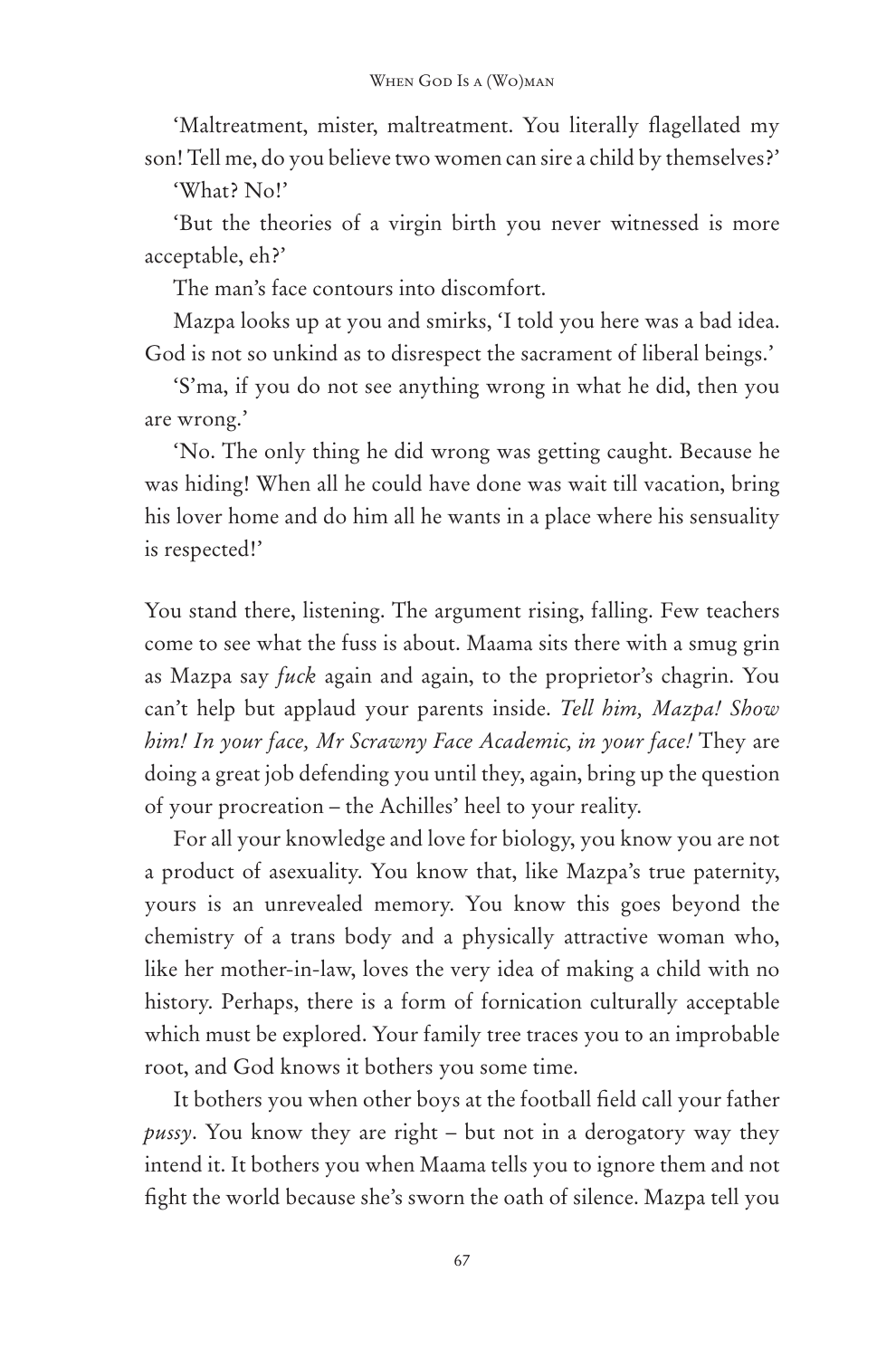'Maltreatment, mister, maltreatment. You literally flagellated my son! Tell me, do you believe two women can sire a child by themselves?'

'What? No!'

'But the theories of a virgin birth you never witnessed is more acceptable, eh?'

The man's face contours into discomfort.

Mazpa looks up at you and smirks, 'I told you here was a bad idea. God is not so unkind as to disrespect the sacrament of liberal beings.'

'S'ma, if you do not see anything wrong in what he did, then you are wrong.'

'No. The only thing he did wrong was getting caught. Because he was hiding! When all he could have done was wait till vacation, bring his lover home and do him all he wants in a place where his sensuality is respected!'

You stand there, listening. The argument rising, falling. Few teachers come to see what the fuss is about. Maama sits there with a smug grin as Mazpa say *fuck* again and again, to the proprietor's chagrin. You can't help but applaud your parents inside. *Tell him, Mazpa! Show him! In your face, Mr Scrawny Face Academic, in your face!* They are doing a great job defending you until they, again, bring up the question of your procreation – the Achilles' heel to your reality.

For all your knowledge and love for biology, you know you are not a product of asexuality. You know that, like Mazpa's true paternity, yours is an unrevealed memory. You know this goes beyond the chemistry of a trans body and a physically attractive woman who, like her mother-in-law, loves the very idea of making a child with no history. Perhaps, there is a form of fornication culturally acceptable which must be explored. Your family tree traces you to an improbable root, and God knows it bothers you some time.

It bothers you when other boys at the football field call your father *pussy*. You know they are right – but not in a derogatory way they intend it. It bothers you when Maama tells you to ignore them and not fight the world because she's sworn the oath of silence. Mazpa tell you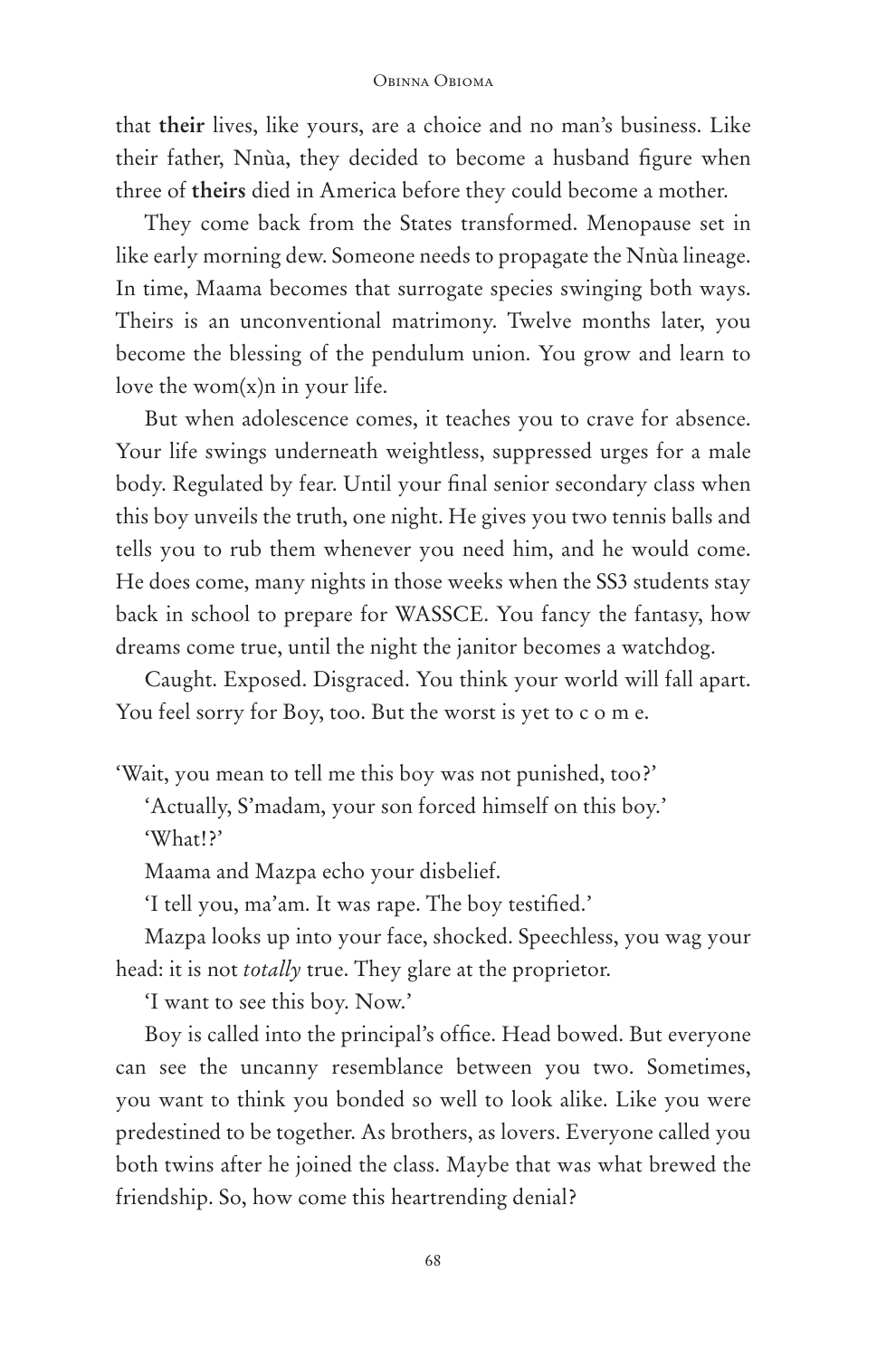that **their** lives, like yours, are a choice and no man's business. Like their father, Nnùa, they decided to become a husband figure when three of **theirs** died in America before they could become a mother.

They come back from the States transformed. Menopause set in like early morning dew. Someone needs to propagate the Nnùa lineage. In time, Maama becomes that surrogate species swinging both ways. Theirs is an unconventional matrimony. Twelve months later, you become the blessing of the pendulum union. You grow and learn to love the wom(x)n in your life.

But when adolescence comes, it teaches you to crave for absence. Your life swings underneath weightless, suppressed urges for a male body. Regulated by fear. Until your final senior secondary class when this boy unveils the truth, one night. He gives you two tennis balls and tells you to rub them whenever you need him, and he would come. He does come, many nights in those weeks when the SS3 students stay back in school to prepare for WASSCE. You fancy the fantasy, how dreams come true, until the night the janitor becomes a watchdog.

Caught. Exposed. Disgraced. You think your world will fall apart. You feel sorry for Boy, too. But the worst is yet to c o m e.

'Wait, you mean to tell me this boy was not punished, too?'

'Actually, S'madam, your son forced himself on this boy.'

'What!?'

Maama and Mazpa echo your disbelief.

'I tell you, ma'am. It was rape. The boy testified.'

Mazpa looks up into your face, shocked. Speechless, you wag your head: it is not *totally* true. They glare at the proprietor.

'I want to see this boy. Now.'

Boy is called into the principal's office. Head bowed. But everyone can see the uncanny resemblance between you two. Sometimes, you want to think you bonded so well to look alike. Like you were predestined to be together. As brothers, as lovers. Everyone called you both twins after he joined the class. Maybe that was what brewed the friendship. So, how come this heartrending denial?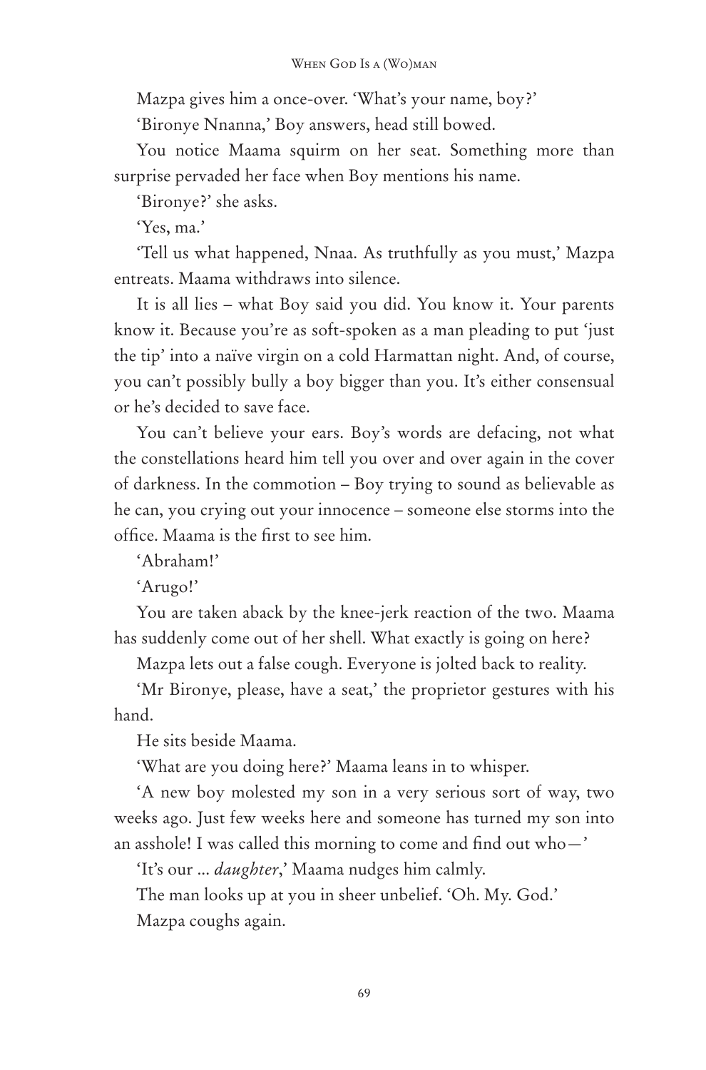Mazpa gives him a once-over. 'What's your name, boy?'

'Bironye Nnanna,' Boy answers, head still bowed.

You notice Maama squirm on her seat. Something more than surprise pervaded her face when Boy mentions his name.

'Bironye?' she asks.

'Yes, ma.'

'Tell us what happened, Nnaa. As truthfully as you must,' Mazpa entreats. Maama withdraws into silence.

It is all lies – what Boy said you did. You know it. Your parents know it. Because you're as soft-spoken as a man pleading to put 'just the tip' into a naïve virgin on a cold Harmattan night. And, of course, you can't possibly bully a boy bigger than you. It's either consensual or he's decided to save face.

You can't believe your ears. Boy's words are defacing, not what the constellations heard him tell you over and over again in the cover of darkness. In the commotion – Boy trying to sound as believable as he can, you crying out your innocence – someone else storms into the office. Maama is the first to see him.

'Abraham!'

'Arugo!'

You are taken aback by the knee-jerk reaction of the two. Maama has suddenly come out of her shell. What exactly is going on here?

Mazpa lets out a false cough. Everyone is jolted back to reality.

'Mr Bironye, please, have a seat,' the proprietor gestures with his hand.

He sits beside Maama.

'What are you doing here?' Maama leans in to whisper.

'A new boy molested my son in a very serious sort of way, two weeks ago. Just few weeks here and someone has turned my son into an asshole! I was called this morning to come and find out who—'

'It's our ... *daughter*,' Maama nudges him calmly.

The man looks up at you in sheer unbelief. 'Oh. My. God.'

Mazpa coughs again.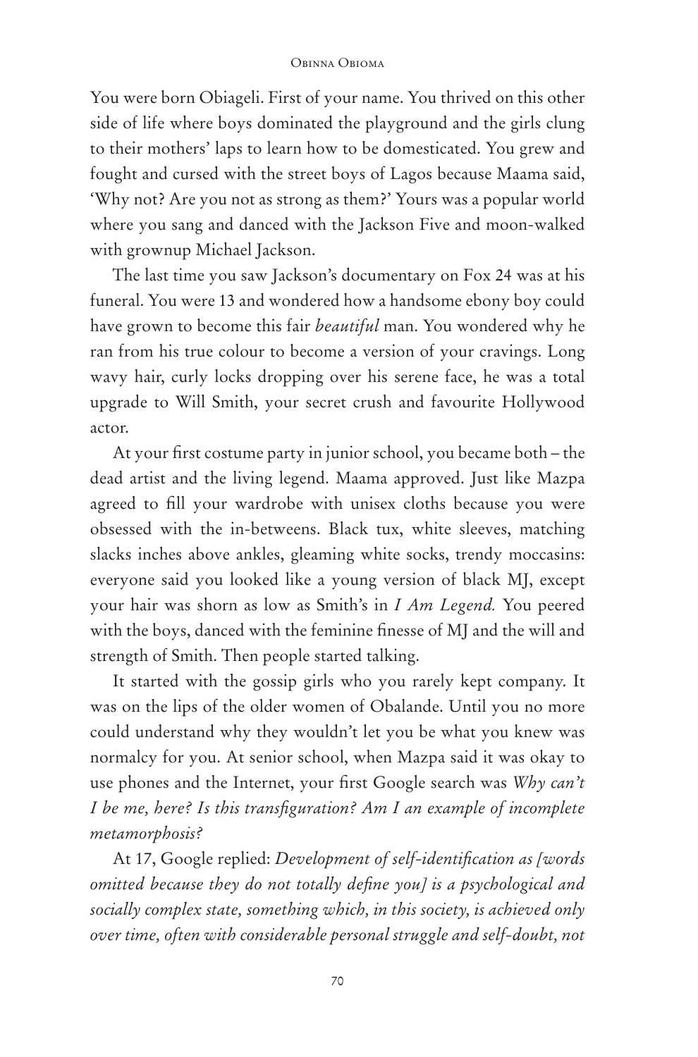You were born Obiageli. First of your name. You thrived on this other side of life where boys dominated the playground and the girls clung to their mothers' laps to learn how to be domesticated. You grew and fought and cursed with the street boys of Lagos because Maama said, 'Why not? Are you not as strong as them?' Yours was a popular world where you sang and danced with the Jackson Five and moon-walked with grownup Michael Jackson.

The last time you saw Jackson's documentary on Fox 24 was at his funeral. You were 13 and wondered how a handsome ebony boy could have grown to become this fair *beautiful* man. You wondered why he ran from his true colour to become a version of your cravings. Long wavy hair, curly locks dropping over his serene face, he was a total upgrade to Will Smith, your secret crush and favourite Hollywood actor.

At your first costume party in junior school, you became both – the dead artist and the living legend. Maama approved. Just like Mazpa agreed to fill your wardrobe with unisex cloths because you were obsessed with the in-betweens. Black tux, white sleeves, matching slacks inches above ankles, gleaming white socks, trendy moccasins: everyone said you looked like a young version of black MJ, except your hair was shorn as low as Smith's in *I Am Legend.* You peered with the boys, danced with the feminine finesse of MJ and the will and strength of Smith. Then people started talking.

It started with the gossip girls who you rarely kept company. It was on the lips of the older women of Obalande. Until you no more could understand why they wouldn't let you be what you knew was normalcy for you. At senior school, when Mazpa said it was okay to use phones and the Internet, your first Google search was *Why can't I be me, here? Is this transfiguration? Am I an example of incomplete metamorphosis?*

At 17, Google replied: *Development of self-identification as [words omitted because they do not totally define you] is a psychological and socially complex state, something which, in this society, is achieved only over time, often with considerable personal struggle and self-doubt, not*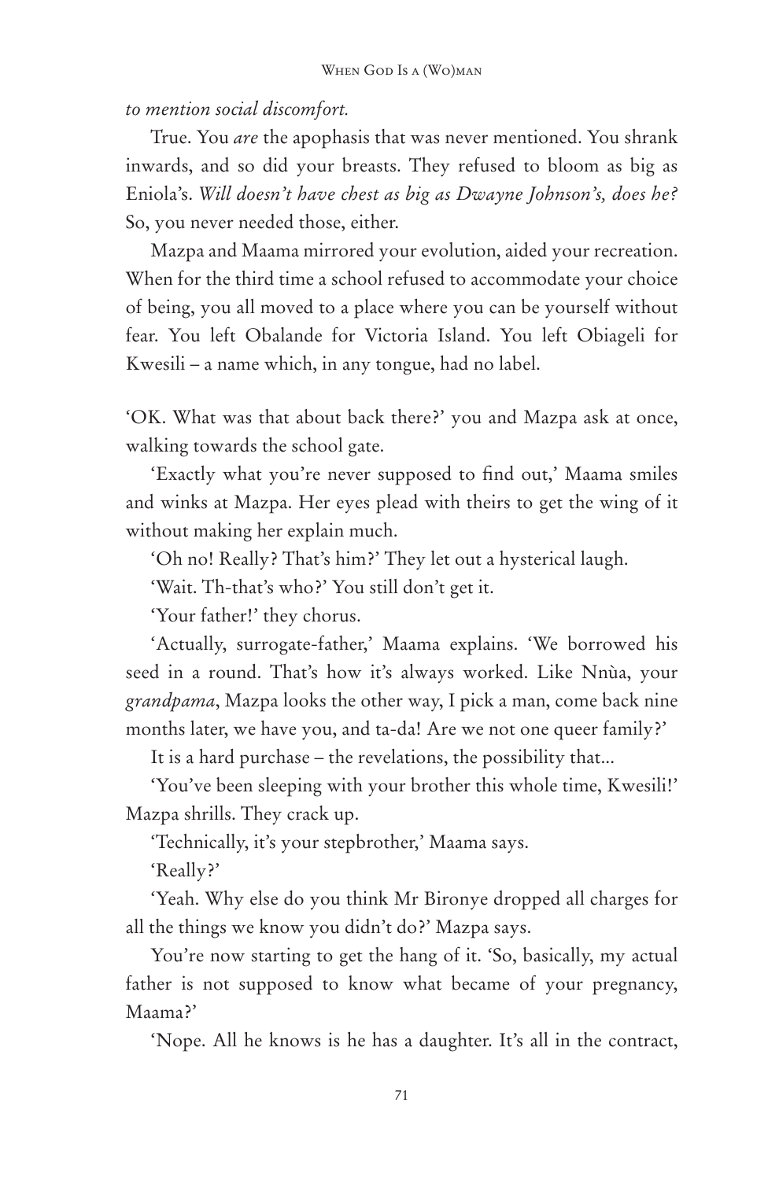*to mention social discomfort.*

True. You *are* the apophasis that was never mentioned. You shrank inwards, and so did your breasts. They refused to bloom as big as Eniola's. *Will doesn't have chest as big as Dwayne Johnson's, does he?* So, you never needed those, either.

Mazpa and Maama mirrored your evolution, aided your recreation. When for the third time a school refused to accommodate your choice of being, you all moved to a place where you can be yourself without fear. You left Obalande for Victoria Island. You left Obiageli for Kwesili – a name which, in any tongue, had no label.

'OK. What was that about back there?' you and Mazpa ask at once, walking towards the school gate.

'Exactly what you're never supposed to find out,' Maama smiles and winks at Mazpa. Her eyes plead with theirs to get the wing of it without making her explain much.

'Oh no! Really? That's him?' They let out a hysterical laugh.

'Wait. Th-that's who?' You still don't get it.

'Your father!' they chorus.

'Actually, surrogate-father,' Maama explains. 'We borrowed his seed in a round. That's how it's always worked. Like Nnùa, your *grandpama*, Mazpa looks the other way, I pick a man, come back nine months later, we have you, and ta-da! Are we not one queer family?'

It is a hard purchase – the revelations, the possibility that...

'You've been sleeping with your brother this whole time, Kwesili!' Mazpa shrills. They crack up.

'Technically, it's your stepbrother,' Maama says.

'Really?'

'Yeah. Why else do you think Mr Bironye dropped all charges for all the things we know you didn't do?' Mazpa says.

You're now starting to get the hang of it. 'So, basically, my actual father is not supposed to know what became of your pregnancy, Maama?'

'Nope. All he knows is he has a daughter. It's all in the contract,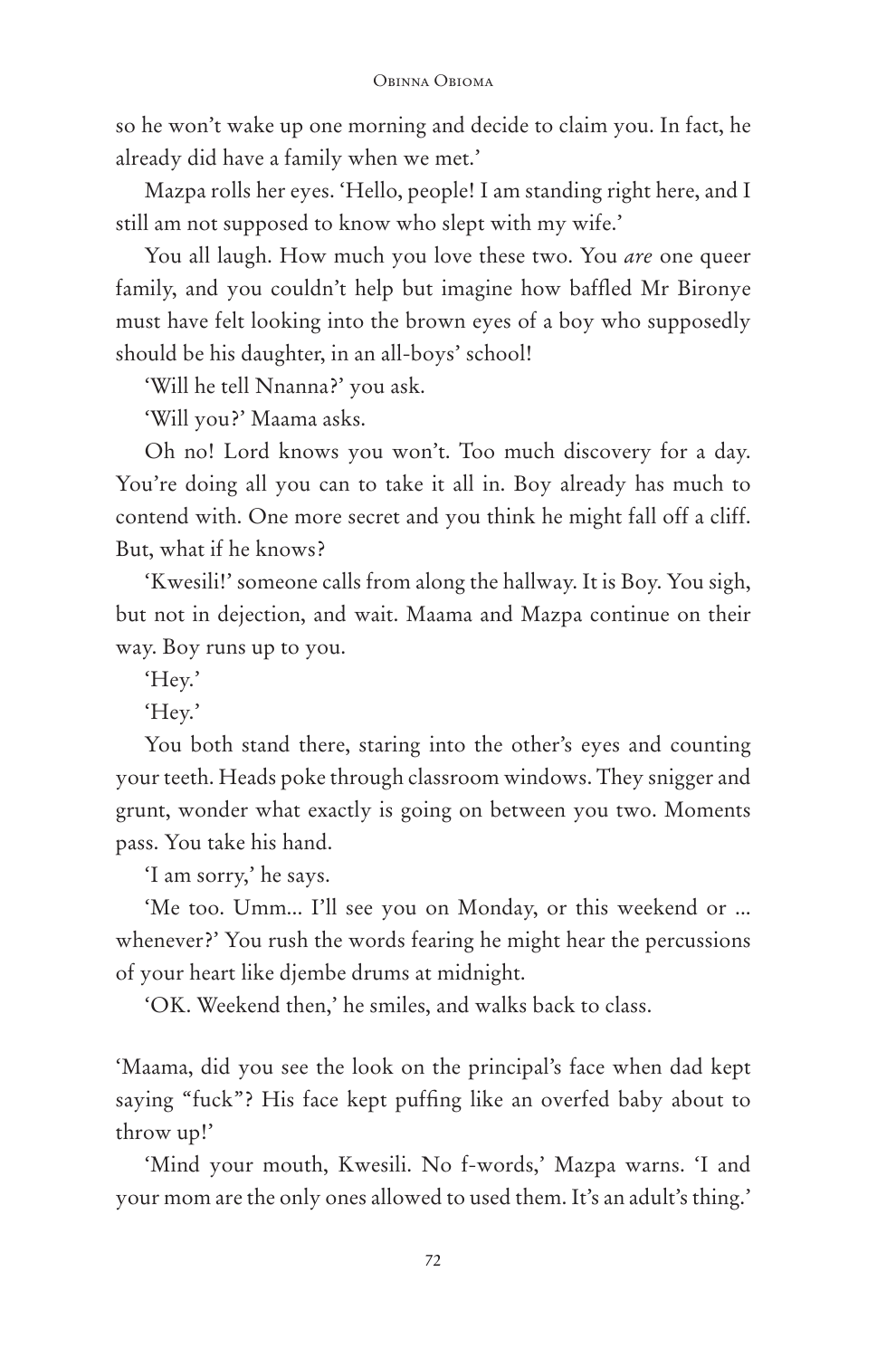so he won't wake up one morning and decide to claim you. In fact, he already did have a family when we met.'

Mazpa rolls her eyes. 'Hello, people! I am standing right here, and I still am not supposed to know who slept with my wife.'

You all laugh. How much you love these two. You *are* one queer family, and you couldn't help but imagine how baffled Mr Bironye must have felt looking into the brown eyes of a boy who supposedly should be his daughter, in an all-boys' school!

'Will he tell Nnanna?' you ask.

'Will you?' Maama asks.

Oh no! Lord knows you won't. Too much discovery for a day. You're doing all you can to take it all in. Boy already has much to contend with. One more secret and you think he might fall off a cliff. But, what if he knows?

'Kwesili!' someone calls from along the hallway. It is Boy. You sigh, but not in dejection, and wait. Maama and Mazpa continue on their way. Boy runs up to you.

'Hey.'

'Hey.'

You both stand there, staring into the other's eyes and counting your teeth. Heads poke through classroom windows. They snigger and grunt, wonder what exactly is going on between you two. Moments pass. You take his hand.

'I am sorry,' he says.

'Me too. Umm... I'll see you on Monday, or this weekend or ... whenever?' You rush the words fearing he might hear the percussions of your heart like djembe drums at midnight.

'OK. Weekend then,' he smiles, and walks back to class.

'Maama, did you see the look on the principal's face when dad kept saying "fuck"? His face kept puffing like an overfed baby about to throw up!'

'Mind your mouth, Kwesili. No f-words,' Mazpa warns. 'I and your mom are the only ones allowed to used them. It's an adult's thing.'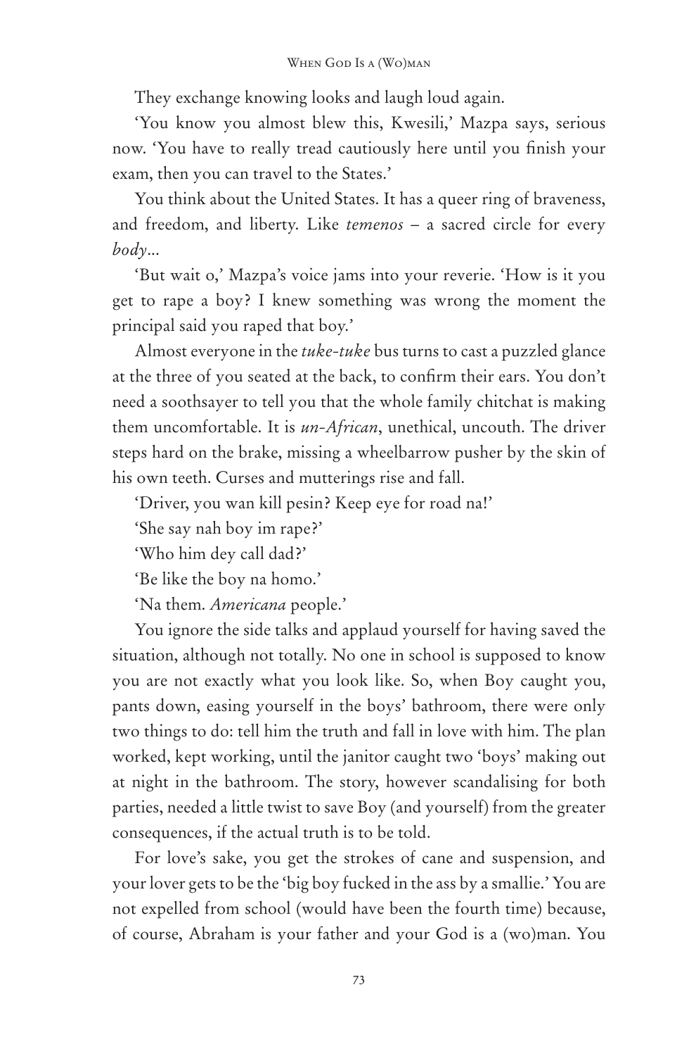They exchange knowing looks and laugh loud again.

'You know you almost blew this, Kwesili,' Mazpa says, serious now. 'You have to really tread cautiously here until you finish your exam, then you can travel to the States.'

You think about the United States. It has a queer ring of braveness, and freedom, and liberty. Like *temenos* – a sacred circle for every *body*...

'But wait o,' Mazpa's voice jams into your reverie. 'How is it you get to rape a boy? I knew something was wrong the moment the principal said you raped that boy.'

Almost everyone in the *tuke-tuke* bus turns to cast a puzzled glance at the three of you seated at the back, to confirm their ears. You don't need a soothsayer to tell you that the whole family chitchat is making them uncomfortable. It is *un-African*, unethical, uncouth. The driver steps hard on the brake, missing a wheelbarrow pusher by the skin of his own teeth. Curses and mutterings rise and fall.

'Driver, you wan kill pesin? Keep eye for road na!'

'She say nah boy im rape?'

'Who him dey call dad?'

'Be like the boy na homo.'

'Na them. *Americana* people.'

You ignore the side talks and applaud yourself for having saved the situation, although not totally. No one in school is supposed to know you are not exactly what you look like. So, when Boy caught you, pants down, easing yourself in the boys' bathroom, there were only two things to do: tell him the truth and fall in love with him. The plan worked, kept working, until the janitor caught two 'boys' making out at night in the bathroom. The story, however scandalising for both parties, needed a little twist to save Boy (and yourself) from the greater consequences, if the actual truth is to be told.

For love's sake, you get the strokes of cane and suspension, and your lover gets to be the 'big boy fucked in the ass by a smallie.' You are not expelled from school (would have been the fourth time) because, of course, Abraham is your father and your God is a (wo)man. You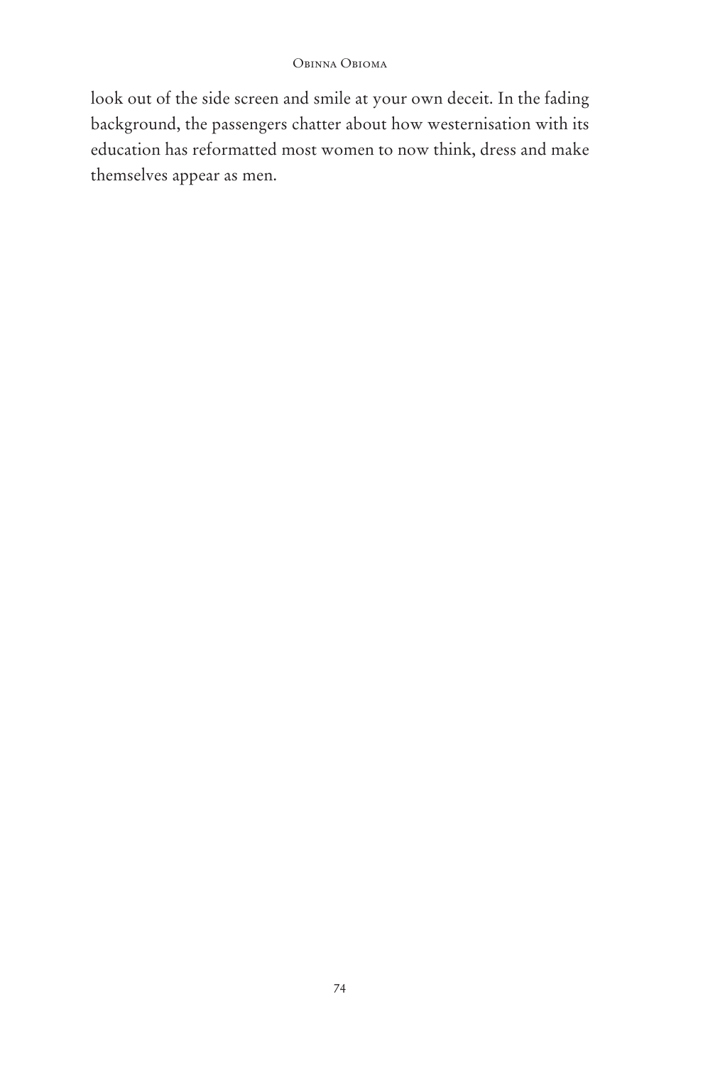look out of the side screen and smile at your own deceit. In the fading background, the passengers chatter about how westernisation with its education has reformatted most women to now think, dress and make themselves appear as men.